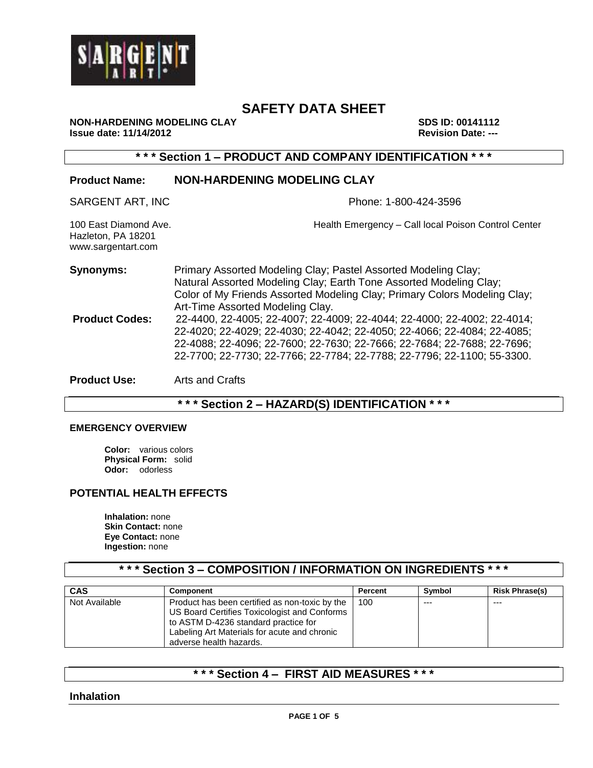# SAFETY DATA SHEET

**NON-HARDENING MODELING CLAY** **SDS ID: 00141112**
**Issue date: 11/14/2012** **Revision Date: ---**

## * * * Section 1 – PRODUCT AND COMPANY IDENTIFICATION * * *

**Product Name:** **NON-HARDENING MODELING CLAY**

SARGENT ART, INC

Phone: 1-800-424-3596

100 East Diamond Ave.
Hazleton, PA 18201
www.sargentart.com

Health Emergency – Call local Poison Control Center

**Synonyms:** Primary Assorted Modeling Clay; Pastel Assorted Modeling Clay; Natural Assorted Modeling Clay; Earth Tone Assorted Modeling Clay; Color of My Friends Assorted Modeling Clay; Primary Colors Modeling Clay; Art-Time Assorted Modeling Clay.

**Product Codes:** 22-4400, 22-4005; 22-4007; 22-4009; 22-4044; 22-4000; 22-4002; 22-4014; 22-4020; 22-4029; 22-4030; 22-4042; 22-4050; 22-4066; 22-4084; 22-4085; 22-4088; 22-4096; 22-7600; 22-7630; 22-7666; 22-7684; 22-7688; 22-7696; 22-7700; 22-7730; 22-7766; 22-7784; 22-7788; 22-7796; 22-1100; 55-3300.

**Product Use:** Arts and Crafts

## * * * Section 2 – HAZARD(S) IDENTIFICATION * * *

### EMERGENCY OVERVIEW

**Color:** various colors
**Physical Form:** solid
**Odor:** odorless

### POTENTIAL HEALTH EFFECTS

**Inhalation:** none
**Skin Contact:** none
**Eye Contact:** none
**Ingestion:** none

## * * * Section 3 – COMPOSITION / INFORMATION ON INGREDIENTS * * *

| CAS | Component | Percent | Symbol | Risk Phrase(s) |
|---|---|---|---|---|
| Not Available | Product has been certified as non-toxic by the US Board Certifies Toxicologist and Conforms to ASTM D-4236 standard practice for Labeling Art Materials for acute and chronic adverse health hazards. | 100 | --- | --- |

## * * * Section 4 – FIRST AID MEASURES * * *

### Inhalation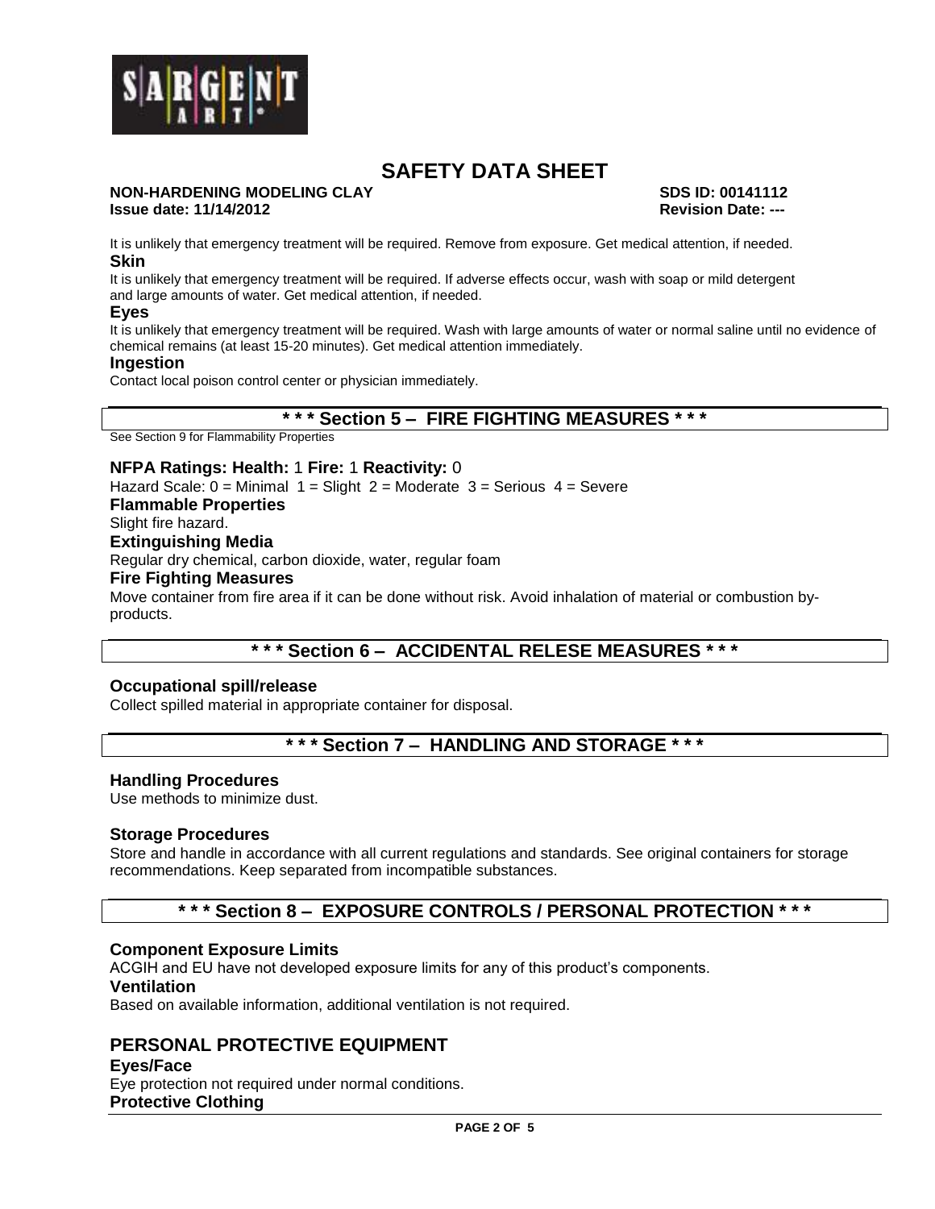It is unlikely that emergency treatment will be required. Remove from exposure. Get medical attention, if needed.

**Skin**

It is unlikely that emergency treatment will be required. If adverse effects occur, wash with soap or mild detergent and large amounts of water. Get medical attention, if needed.

**Eyes**

It is unlikely that emergency treatment will be required. Wash with large amounts of water or normal saline until no evidence of chemical remains (at least 15-20 minutes). Get medical attention immediately.

**Ingestion**

Contact local poison control center or physician immediately.

## * * * Section 5 – FIRE FIGHTING MEASURES * * *

See Section 9 for Flammability Properties

**NFPA Ratings: Health:** 1 **Fire:** 1 **Reactivity:** 0

Hazard Scale: 0 = Minimal 1 = Slight 2 = Moderate 3 = Serious 4 = Severe

**Flammable Properties**

Slight fire hazard.

**Extinguishing Media**

Regular dry chemical, carbon dioxide, water, regular foam

**Fire Fighting Measures**

Move container from fire area if it can be done without risk. Avoid inhalation of material or combustion by-products.

## * * * Section 6 – ACCIDENTAL RELESE MEASURES * * *

**Occupational spill/release**

Collect spilled material in appropriate container for disposal.

## * * * Section 7 – HANDLING AND STORAGE * * *

**Handling Procedures**

Use methods to minimize dust.

**Storage Procedures**

Store and handle in accordance with all current regulations and standards. See original containers for storage recommendations. Keep separated from incompatible substances.

## * * * Section 8 – EXPOSURE CONTROLS / PERSONAL PROTECTION * * *

**Component Exposure Limits**

ACGIH and EU have not developed exposure limits for any of this product's components.

**Ventilation**

Based on available information, additional ventilation is not required.

## PERSONAL PROTECTIVE EQUIPMENT

**Eyes/Face**

Eye protection not required under normal conditions.

**Protective Clothing**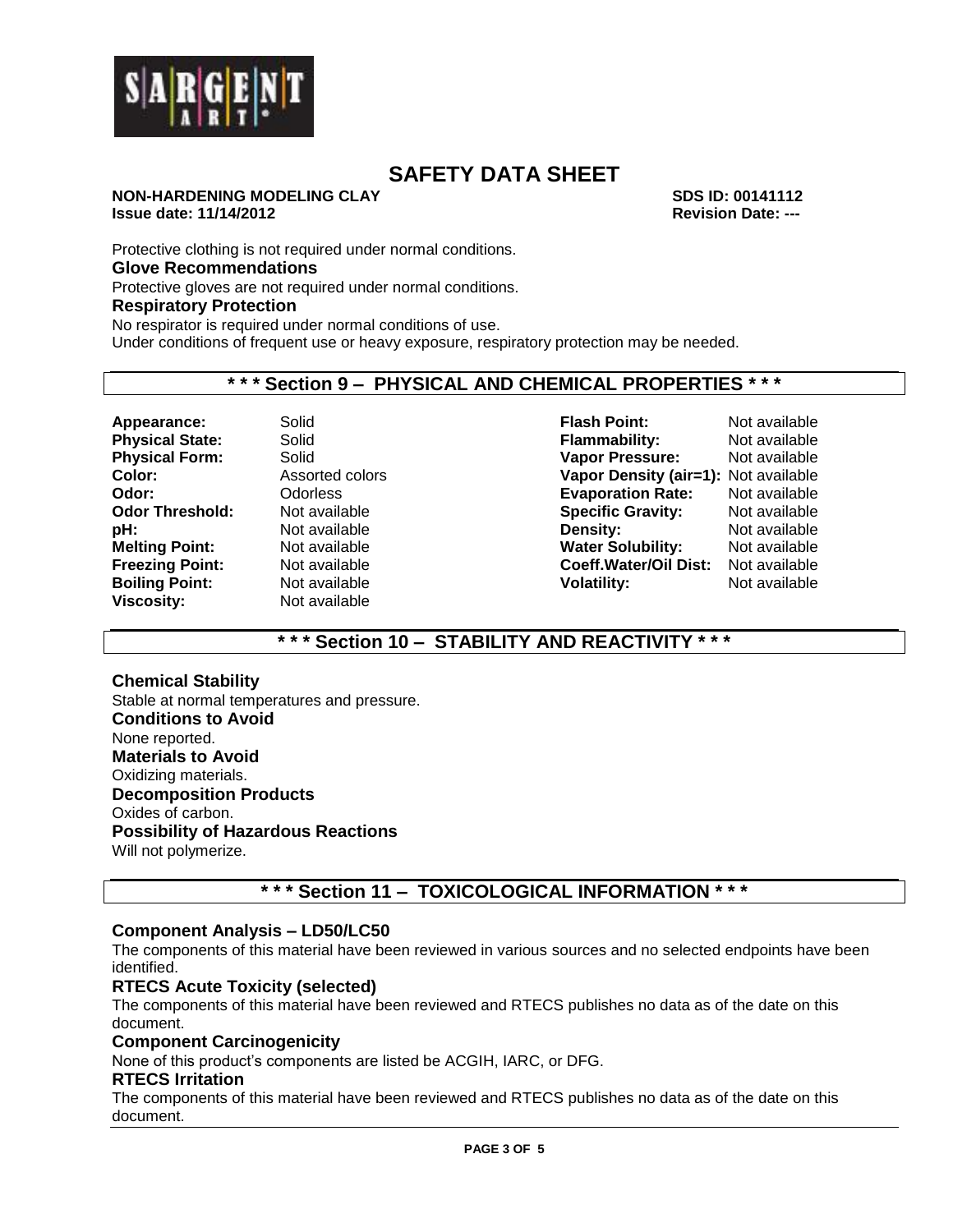Protective clothing is not required under normal conditions.

**Glove Recommendations**

Protective gloves are not required under normal conditions.

**Respiratory Protection**

No respirator is required under normal conditions of use.
Under conditions of frequent use or heavy exposure, respiratory protection may be needed.

## * * * Section 9 – PHYSICAL AND CHEMICAL PROPERTIES * * *

| | | | |
|---|---|---|---|
| **Appearance:** | Solid | **Flash Point:** | Not available |
| **Physical State:** | Solid | **Flammability:** | Not available |
| **Physical Form:** | Solid | **Vapor Pressure:** | Not available |
| **Color:** | Assorted colors | **Vapor Density (air=1):** | Not available |
| **Odor:** | Odorless | **Evaporation Rate:** | Not available |
| **Odor Threshold:** | Not available | **Specific Gravity:** | Not available |
| **pH:** | Not available | **Density:** | Not available |
| **Melting Point:** | Not available | **Water Solubility:** | Not available |
| **Freezing Point:** | Not available | **Coeff.Water/Oil Dist:** | Not available |
| **Boiling Point:** | Not available | **Volatility:** | Not available |
| **Viscosity:** | Not available | | |

## * * * Section 10 – STABILITY AND REACTIVITY * * *

**Chemical Stability**

Stable at normal temperatures and pressure.

**Conditions to Avoid**

None reported.

**Materials to Avoid**

Oxidizing materials.

**Decomposition Products**

Oxides of carbon.

**Possibility of Hazardous Reactions**

Will not polymerize.

## * * * Section 11 – TOXICOLOGICAL INFORMATION * * *

**Component Analysis – LD50/LC50**

The components of this material have been reviewed in various sources and no selected endpoints have been identified.

**RTECS Acute Toxicity (selected)**

The components of this material have been reviewed and RTECS publishes no data as of the date on this document.

**Component Carcinogenicity**

None of this product's components are listed be ACGIH, IARC, or DFG.

**RTECS Irritation**

The components of this material have been reviewed and RTECS publishes no data as of the date on this document.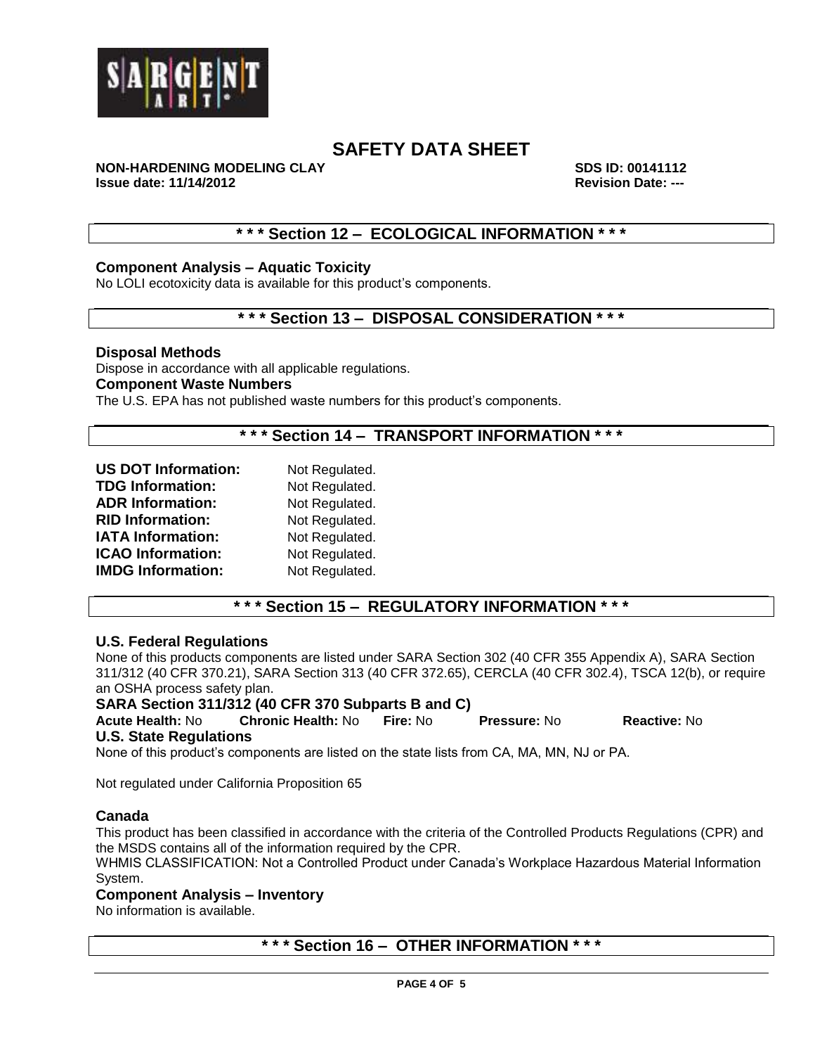## * * * Section 12 – ECOLOGICAL INFORMATION * * *

### Component Analysis – Aquatic Toxicity

No LOLI ecotoxicity data is available for this product's components.

## * * * Section 13 – DISPOSAL CONSIDERATION * * *

### Disposal Methods

Dispose in accordance with all applicable regulations.

### Component Waste Numbers

The U.S. EPA has not published waste numbers for this product's components.

## * * * Section 14 – TRANSPORT INFORMATION * * *

**US DOT Information:** Not Regulated.
**TDG Information:** Not Regulated.
**ADR Information:** Not Regulated.
**RID Information:** Not Regulated.
**IATA Information:** Not Regulated.
**ICAO Information:** Not Regulated.
**IMDG Information:** Not Regulated.

## * * * Section 15 – REGULATORY INFORMATION * * *

### U.S. Federal Regulations

None of this products components are listed under SARA Section 302 (40 CFR 355 Appendix A), SARA Section 311/312 (40 CFR 370.21), SARA Section 313 (40 CFR 372.65), CERCLA (40 CFR 302.4), TSCA 12(b), or require an OSHA process safety plan.

### SARA Section 311/312 (40 CFR 370 Subparts B and C)

**Acute Health:** No **Chronic Health:** No **Fire:** No **Pressure:** No **Reactive:** No

### U.S. State Regulations

None of this product's components are listed on the state lists from CA, MA, MN, NJ or PA.

Not regulated under California Proposition 65

### Canada

This product has been classified in accordance with the criteria of the Controlled Products Regulations (CPR) and the MSDS contains all of the information required by the CPR.

WHMIS CLASSIFICATION: Not a Controlled Product under Canada's Workplace Hazardous Material Information System.

### Component Analysis – Inventory

No information is available.

## * * * Section 16 – OTHER INFORMATION * * *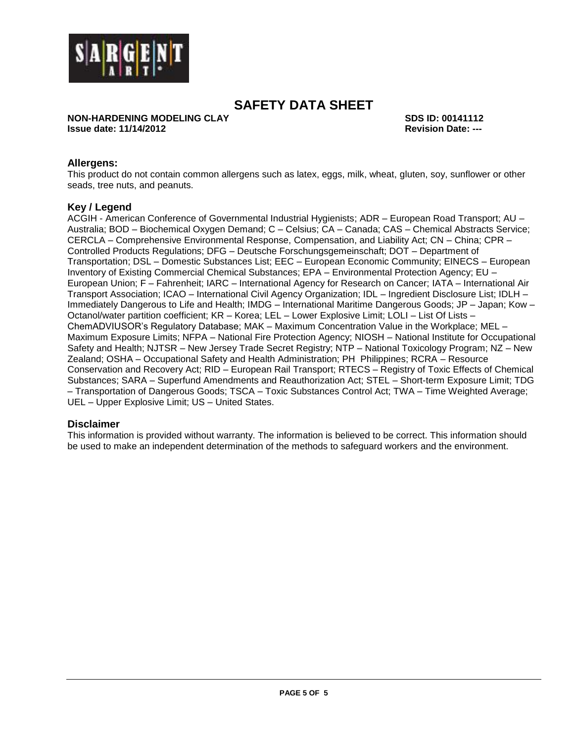## Allergens:

This product do not contain common allergens such as latex, eggs, milk, wheat, gluten, soy, sunflower or other seads, tree nuts, and peanuts.

## Key / Legend

ACGIH - American Conference of Governmental Industrial Hygienists; ADR – European Road Transport; AU – Australia; BOD – Biochemical Oxygen Demand; C – Celsius; CA – Canada; CAS – Chemical Abstracts Service; CERCLA – Comprehensive Environmental Response, Compensation, and Liability Act; CN – China; CPR – Controlled Products Regulations; DFG – Deutsche Forschungsgemeinschaft; DOT – Department of Transportation; DSL – Domestic Substances List; EEC – European Economic Community; EINECS – European Inventory of Existing Commercial Chemical Substances; EPA – Environmental Protection Agency; EU – European Union; F – Fahrenheit; IARC – International Agency for Research on Cancer; IATA – International Air Transport Association; ICAO – International Civil Agency Organization; IDL – Ingredient Disclosure List; IDLH – Immediately Dangerous to Life and Health; IMDG – International Maritime Dangerous Goods; JP – Japan; Kow – Octanol/water partition coefficient; KR – Korea; LEL – Lower Explosive Limit; LOLI – List Of Lists – ChemADVIUSOR's Regulatory Database; MAK – Maximum Concentration Value in the Workplace; MEL – Maximum Exposure Limits; NFPA – National Fire Protection Agency; NIOSH – National Institute for Occupational Safety and Health; NJTSR – New Jersey Trade Secret Registry; NTP – National Toxicology Program; NZ – New Zealand; OSHA – Occupational Safety and Health Administration; PH Philippines; RCRA – Resource Conservation and Recovery Act; RID – European Rail Transport; RTECS – Registry of Toxic Effects of Chemical Substances; SARA – Superfund Amendments and Reauthorization Act; STEL – Short-term Exposure Limit; TDG – Transportation of Dangerous Goods; TSCA – Toxic Substances Control Act; TWA – Time Weighted Average; UEL – Upper Explosive Limit; US – United States.

## Disclaimer

This information is provided without warranty. The information is believed to be correct. This information should be used to make an independent determination of the methods to safeguard workers and the environment.